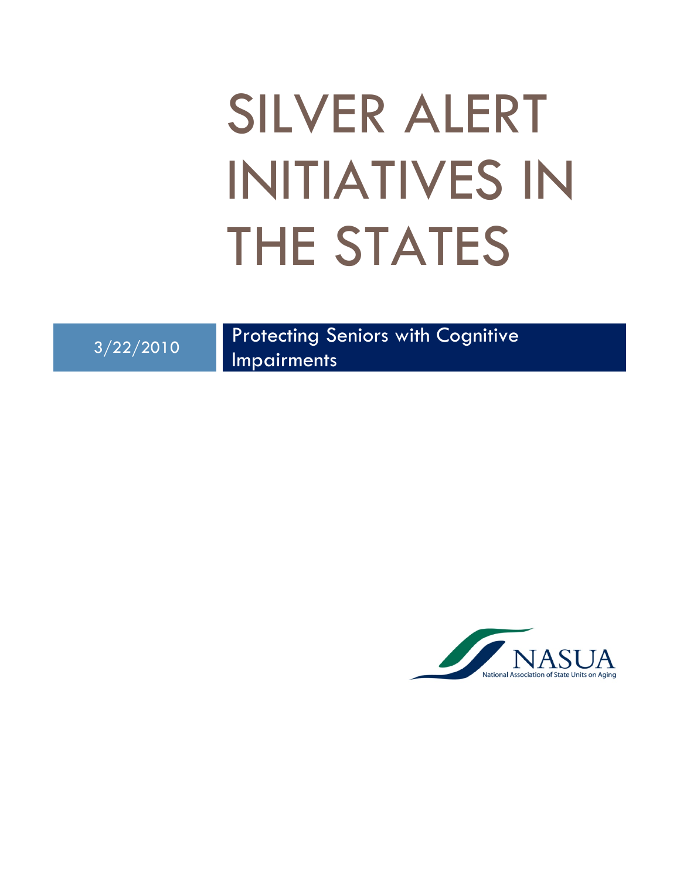# SILVER ALERT INITIATIVES IN THE STATES

3/22/2010

Protecting Seniors with Cognitive Impairments

NASUA

National Association of State Units on Aging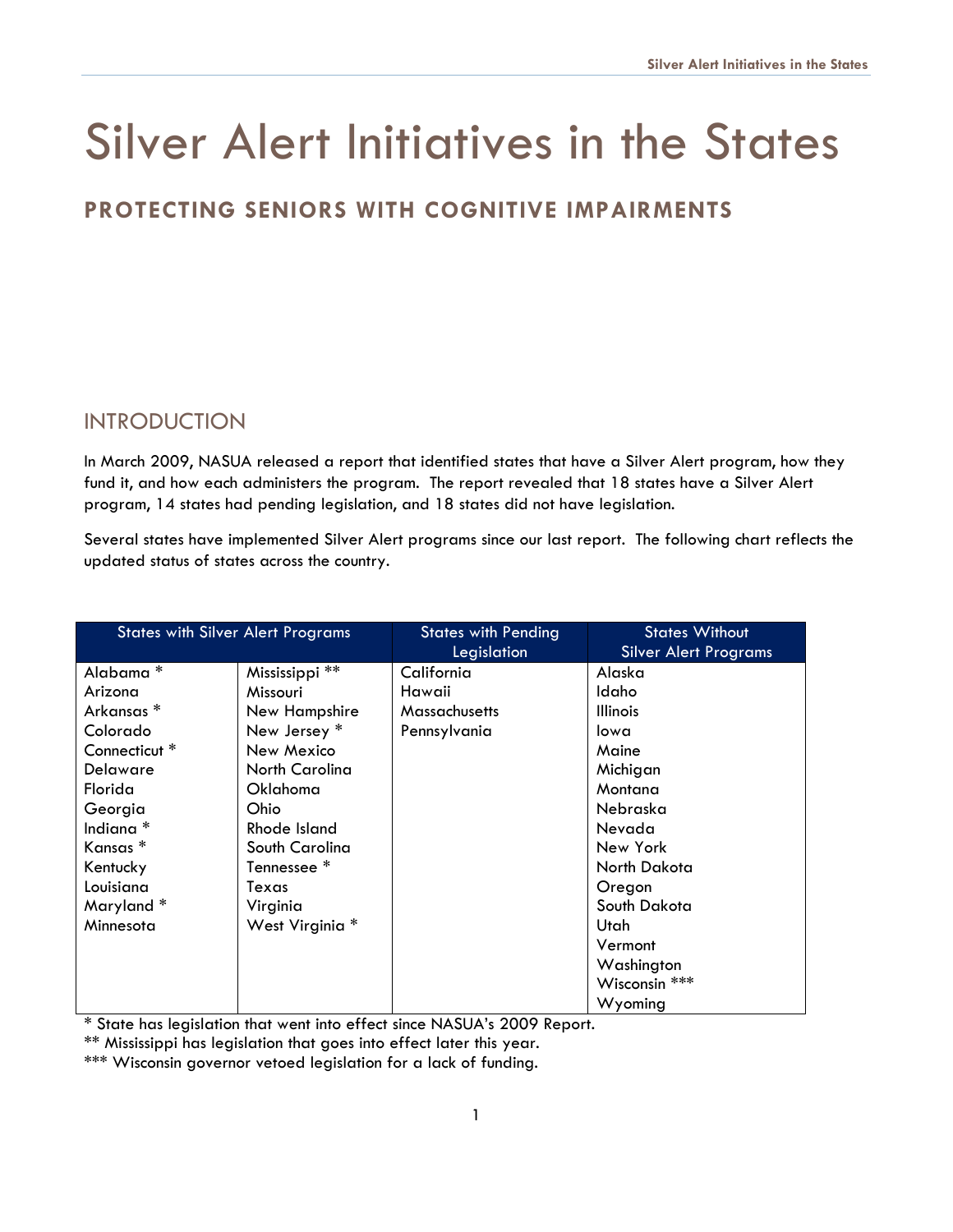# Silver Alert Initiatives in the States

## PROTECTING SENIORS WITH COGNITIVE IMPAIRMENTS

### INTRODUCTION

In March 2009, NASUA released a report that identified states that have a Silver Alert program, how they fund it, and how each administers the program. The report revealed that 18 states have a Silver Alert program, 14 states had pending legislation, and 18 states did not have legislation.

Several states have implemented Silver Alert programs since our last report. The following chart reflects the updated status of states across the country.

| States with Silver Alert Programs | | States with Pending Legislation | States Without Silver Alert Programs |
|---|---|---|---|
| Alabama * | Mississippi ** | California | Alaska |
| Arizona | Missouri | Hawaii | Idaho |
| Arkansas * | New Hampshire | Massachusetts | Illinois |
| Colorado | New Jersey * | Pennsylvania | Iowa |
| Connecticut * | New Mexico | | Maine |
| Delaware | North Carolina | | Michigan |
| Florida | Oklahoma | | Montana |
| Georgia | Ohio | | Nebraska |
| Indiana * | Rhode Island | | Nevada |
| Kansas * | South Carolina | | New York |
| Kentucky | Tennessee * | | North Dakota |
| Louisiana | Texas | | Oregon |
| Maryland * | Virginia | | South Dakota |
| Minnesota | West Virginia * | | Utah |
| | | | Vermont |
| | | | Washington |
| | | | Wisconsin *** |
| | | | Wyoming |

* State has legislation that went into effect since NASUA's 2009 Report.

** Mississippi has legislation that goes into effect later this year.

*** Wisconsin governor vetoed legislation for a lack of funding.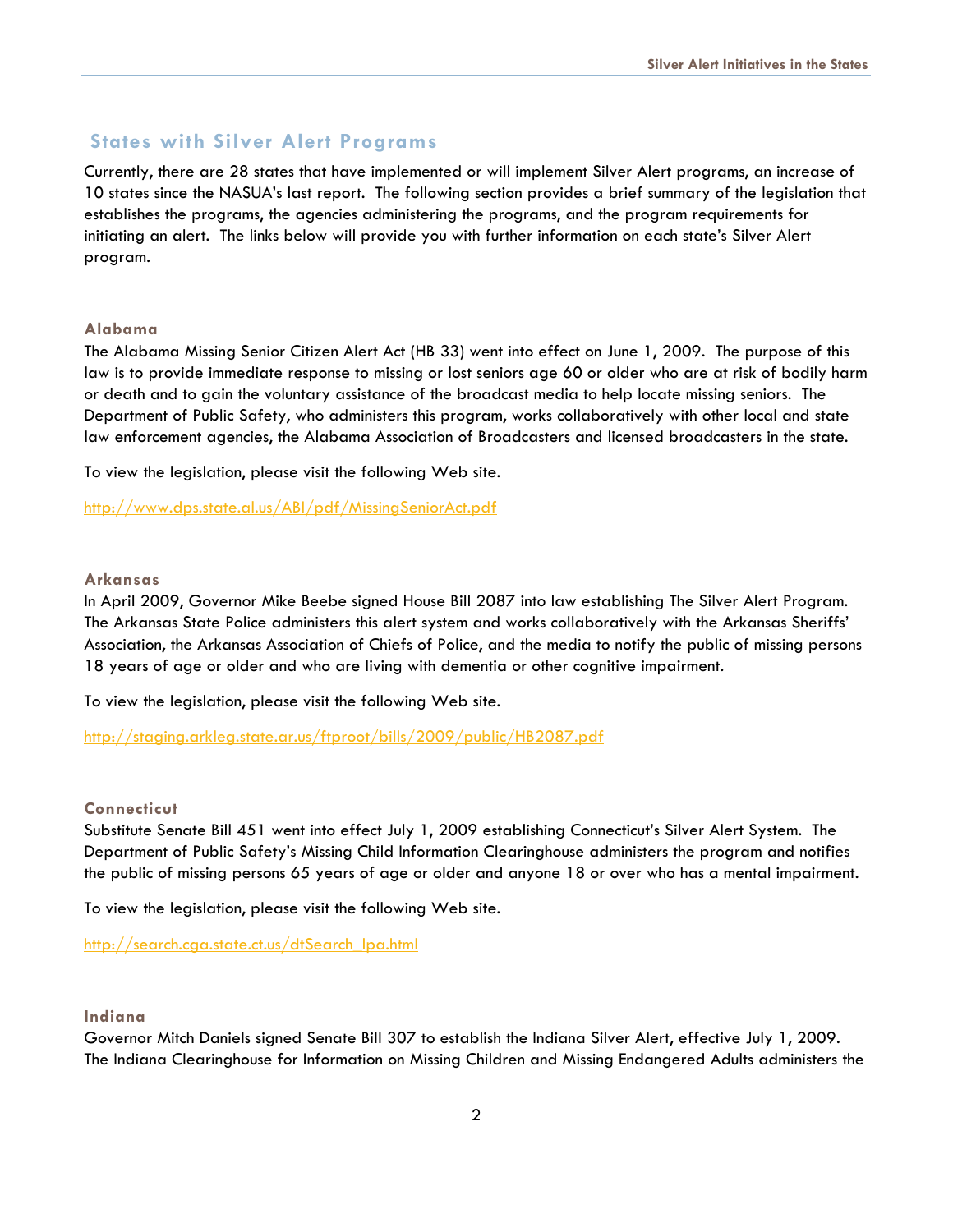## States with Silver Alert Programs

Currently, there are 28 states that have implemented or will implement Silver Alert programs, an increase of 10 states since the NASUA's last report. The following section provides a brief summary of the legislation that establishes the programs, the agencies administering the programs, and the program requirements for initiating an alert. The links below will provide you with further information on each state's Silver Alert program.

### Alabama

The Alabama Missing Senior Citizen Alert Act (HB 33) went into effect on June 1, 2009. The purpose of this law is to provide immediate response to missing or lost seniors age 60 or older who are at risk of bodily harm or death and to gain the voluntary assistance of the broadcast media to help locate missing seniors. The Department of Public Safety, who administers this program, works collaboratively with other local and state law enforcement agencies, the Alabama Association of Broadcasters and licensed broadcasters in the state.

To view the legislation, please visit the following Web site.

http://www.dps.state.al.us/ABI/pdf/MissingSeniorAct.pdf

### Arkansas

In April 2009, Governor Mike Beebe signed House Bill 2087 into law establishing The Silver Alert Program. The Arkansas State Police administers this alert system and works collaboratively with the Arkansas Sheriffs' Association, the Arkansas Association of Chiefs of Police, and the media to notify the public of missing persons 18 years of age or older and who are living with dementia or other cognitive impairment.

To view the legislation, please visit the following Web site.

http://staging.arkleg.state.ar.us/ftproot/bills/2009/public/HB2087.pdf

### Connecticut

Substitute Senate Bill 451 went into effect July 1, 2009 establishing Connecticut's Silver Alert System. The Department of Public Safety's Missing Child Information Clearinghouse administers the program and notifies the public of missing persons 65 years of age or older and anyone 18 or over who has a mental impairment.

To view the legislation, please visit the following Web site.

http://search.cga.state.ct.us/dtSearch_lpa.html

### Indiana

Governor Mitch Daniels signed Senate Bill 307 to establish the Indiana Silver Alert, effective July 1, 2009. The Indiana Clearinghouse for Information on Missing Children and Missing Endangered Adults administers the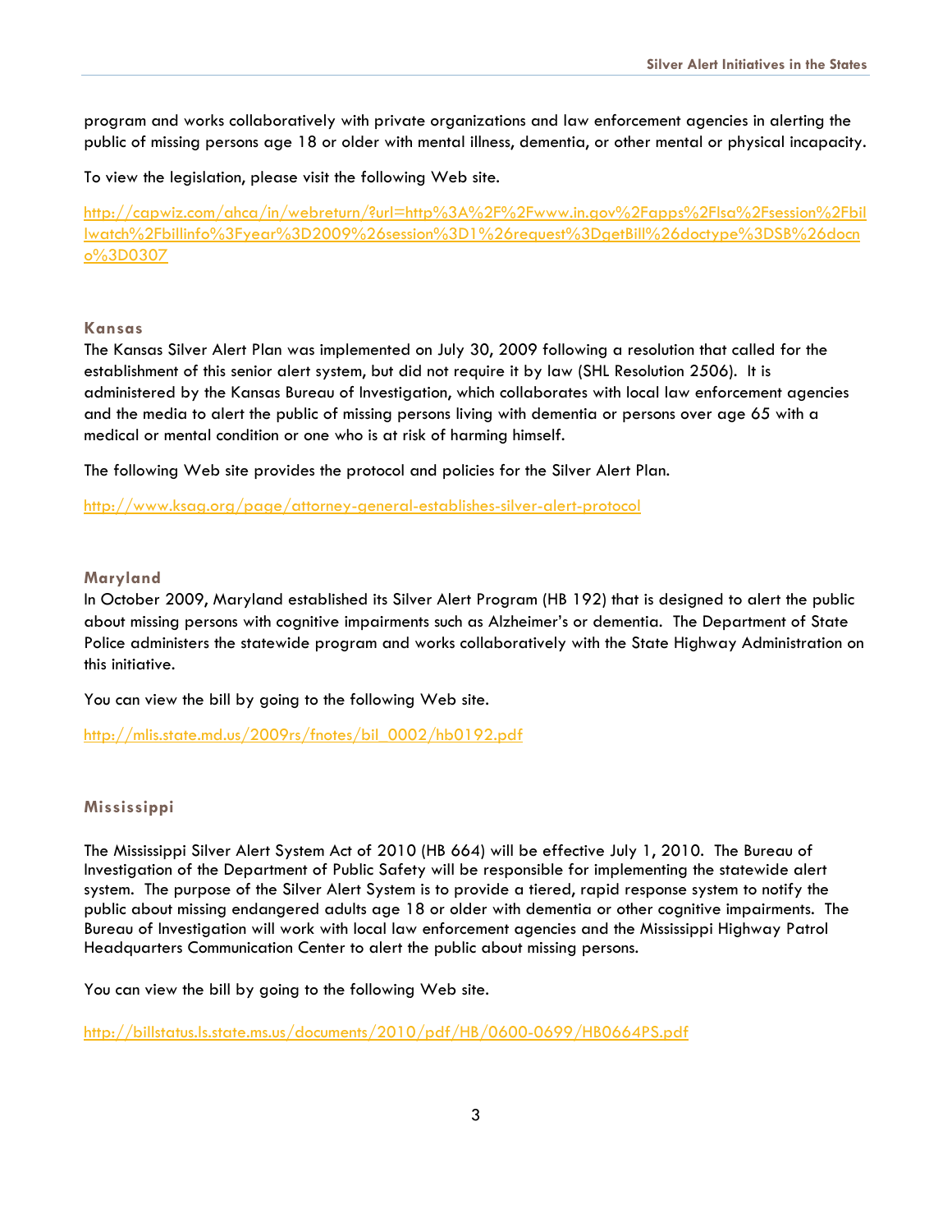program and works collaboratively with private organizations and law enforcement agencies in alerting the public of missing persons age 18 or older with mental illness, dementia, or other mental or physical incapacity.

To view the legislation, please visit the following Web site.

http://capwiz.com/ahca/in/webreturn/?url=http%3A%2F%2Fwww.in.gov%2Fapps%2Flsa%2Fsession%2Fbillwatch%2Fbillinfo%3Fyear%3D2009%26session%3D1%26request%3DgetBill%26doctype%3DSB%26docno%3D0307

### Kansas

The Kansas Silver Alert Plan was implemented on July 30, 2009 following a resolution that called for the establishment of this senior alert system, but did not require it by law (SHL Resolution 2506). It is administered by the Kansas Bureau of Investigation, which collaborates with local law enforcement agencies and the media to alert the public of missing persons living with dementia or persons over age 65 with a medical or mental condition or one who is at risk of harming himself.

The following Web site provides the protocol and policies for the Silver Alert Plan.

http://www.ksag.org/page/attorney-general-establishes-silver-alert-protocol

### Maryland

In October 2009, Maryland established its Silver Alert Program (HB 192) that is designed to alert the public about missing persons with cognitive impairments such as Alzheimer's or dementia. The Department of State Police administers the statewide program and works collaboratively with the State Highway Administration on this initiative.

You can view the bill by going to the following Web site.

http://mlis.state.md.us/2009rs/fnotes/bil_0002/hb0192.pdf

### Mississippi

The Mississippi Silver Alert System Act of 2010 (HB 664) will be effective July 1, 2010. The Bureau of Investigation of the Department of Public Safety will be responsible for implementing the statewide alert system. The purpose of the Silver Alert System is to provide a tiered, rapid response system to notify the public about missing endangered adults age 18 or older with dementia or other cognitive impairments. The Bureau of Investigation will work with local law enforcement agencies and the Mississippi Highway Patrol Headquarters Communication Center to alert the public about missing persons.

You can view the bill by going to the following Web site.

http://billstatus.ls.state.ms.us/documents/2010/pdf/HB/0600-0699/HB0664PS.pdf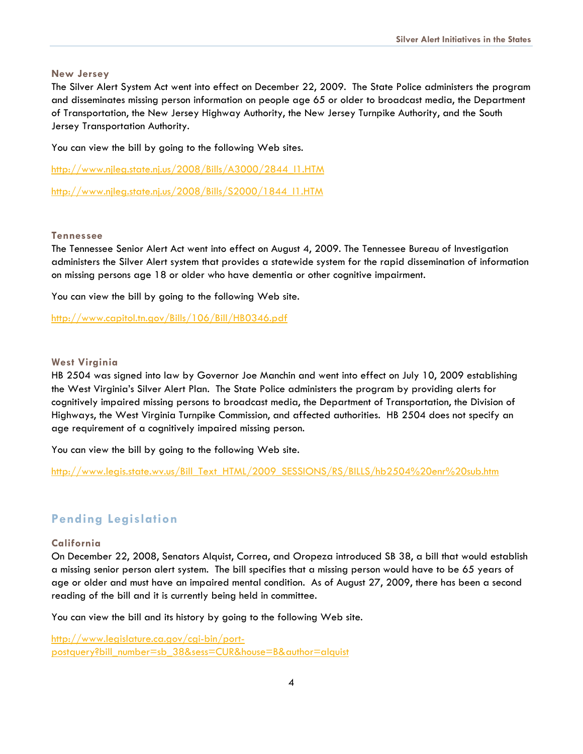### New Jersey

The Silver Alert System Act went into effect on December 22, 2009. The State Police administers the program and disseminates missing person information on people age 65 or older to broadcast media, the Department of Transportation, the New Jersey Highway Authority, the New Jersey Turnpike Authority, and the South Jersey Transportation Authority.

You can view the bill by going to the following Web sites.

http://www.njleg.state.nj.us/2008/Bills/A3000/2844_I1.HTM

http://www.njleg.state.nj.us/2008/Bills/S2000/1844_I1.HTM

### Tennessee

The Tennessee Senior Alert Act went into effect on August 4, 2009. The Tennessee Bureau of Investigation administers the Silver Alert system that provides a statewide system for the rapid dissemination of information on missing persons age 18 or older who have dementia or other cognitive impairment.

You can view the bill by going to the following Web site.

http://www.capitol.tn.gov/Bills/106/Bill/HB0346.pdf

### West Virginia

HB 2504 was signed into law by Governor Joe Manchin and went into effect on July 10, 2009 establishing the West Virginia's Silver Alert Plan. The State Police administers the program by providing alerts for cognitively impaired missing persons to broadcast media, the Department of Transportation, the Division of Highways, the West Virginia Turnpike Commission, and affected authorities. HB 2504 does not specify an age requirement of a cognitively impaired missing person.

You can view the bill by going to the following Web site.

http://www.legis.state.wv.us/Bill_Text_HTML/2009_SESSIONS/RS/BILLS/hb2504%20enr%20sub.htm

## Pending Legislation

### California

On December 22, 2008, Senators Alquist, Correa, and Oropeza introduced SB 38, a bill that would establish a missing senior person alert system. The bill specifies that a missing person would have to be 65 years of age or older and must have an impaired mental condition. As of August 27, 2009, there has been a second reading of the bill and it is currently being held in committee.

You can view the bill and its history by going to the following Web site.

http://www.legislature.ca.gov/cgi-bin/port-postquery?bill_number=sb_38&sess=CUR&house=B&author=alquist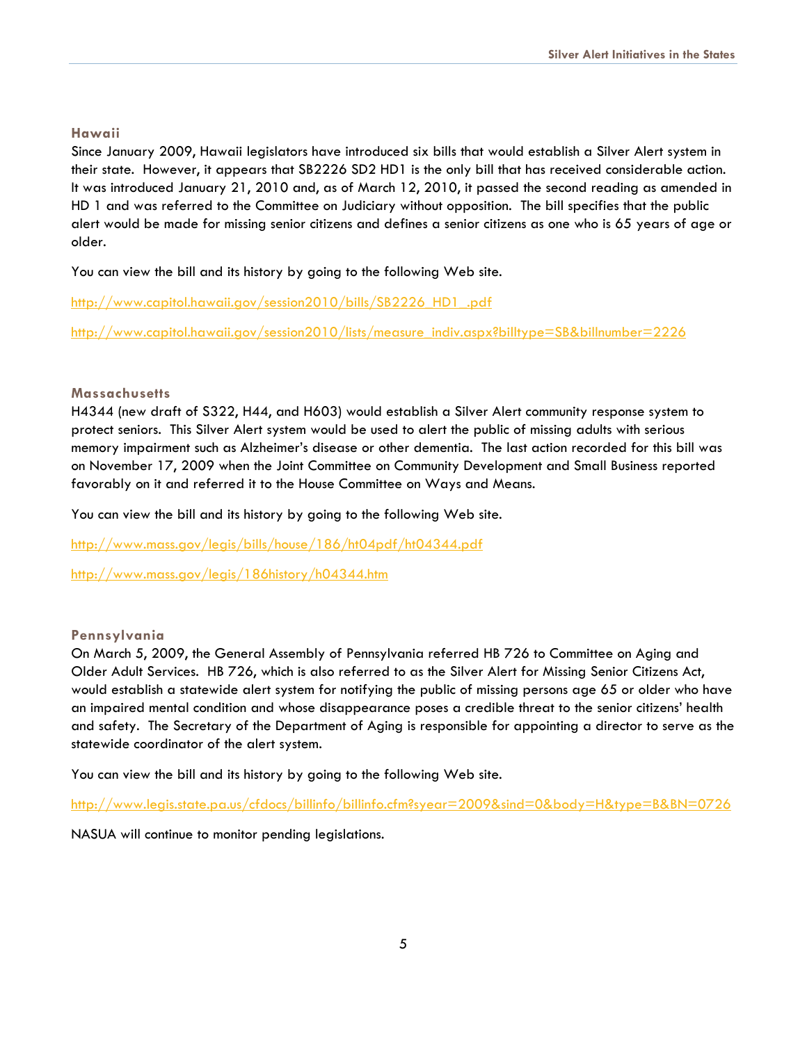### Hawaii

Since January 2009, Hawaii legislators have introduced six bills that would establish a Silver Alert system in their state. However, it appears that SB2226 SD2 HD1 is the only bill that has received considerable action. It was introduced January 21, 2010 and, as of March 12, 2010, it passed the second reading as amended in HD 1 and was referred to the Committee on Judiciary without opposition. The bill specifies that the public alert would be made for missing senior citizens and defines a senior citizens as one who is 65 years of age or older.

You can view the bill and its history by going to the following Web site.

http://www.capitol.hawaii.gov/session2010/bills/SB2226_HD1_.pdf

http://www.capitol.hawaii.gov/session2010/lists/measure_indiv.aspx?billtype=SB&billnumber=2226

### Massachusetts

H4344 (new draft of S322, H44, and H603) would establish a Silver Alert community response system to protect seniors. This Silver Alert system would be used to alert the public of missing adults with serious memory impairment such as Alzheimer's disease or other dementia. The last action recorded for this bill was on November 17, 2009 when the Joint Committee on Community Development and Small Business reported favorably on it and referred it to the House Committee on Ways and Means.

You can view the bill and its history by going to the following Web site.

http://www.mass.gov/legis/bills/house/186/ht04pdf/ht04344.pdf

http://www.mass.gov/legis/186history/h04344.htm

### Pennsylvania

On March 5, 2009, the General Assembly of Pennsylvania referred HB 726 to Committee on Aging and Older Adult Services. HB 726, which is also referred to as the Silver Alert for Missing Senior Citizens Act, would establish a statewide alert system for notifying the public of missing persons age 65 or older who have an impaired mental condition and whose disappearance poses a credible threat to the senior citizens' health and safety. The Secretary of the Department of Aging is responsible for appointing a director to serve as the statewide coordinator of the alert system.

You can view the bill and its history by going to the following Web site.

http://www.legis.state.pa.us/cfdocs/billinfo/billinfo.cfm?syear=2009&sind=0&body=H&type=B&BN=0726

NASUA will continue to monitor pending legislations.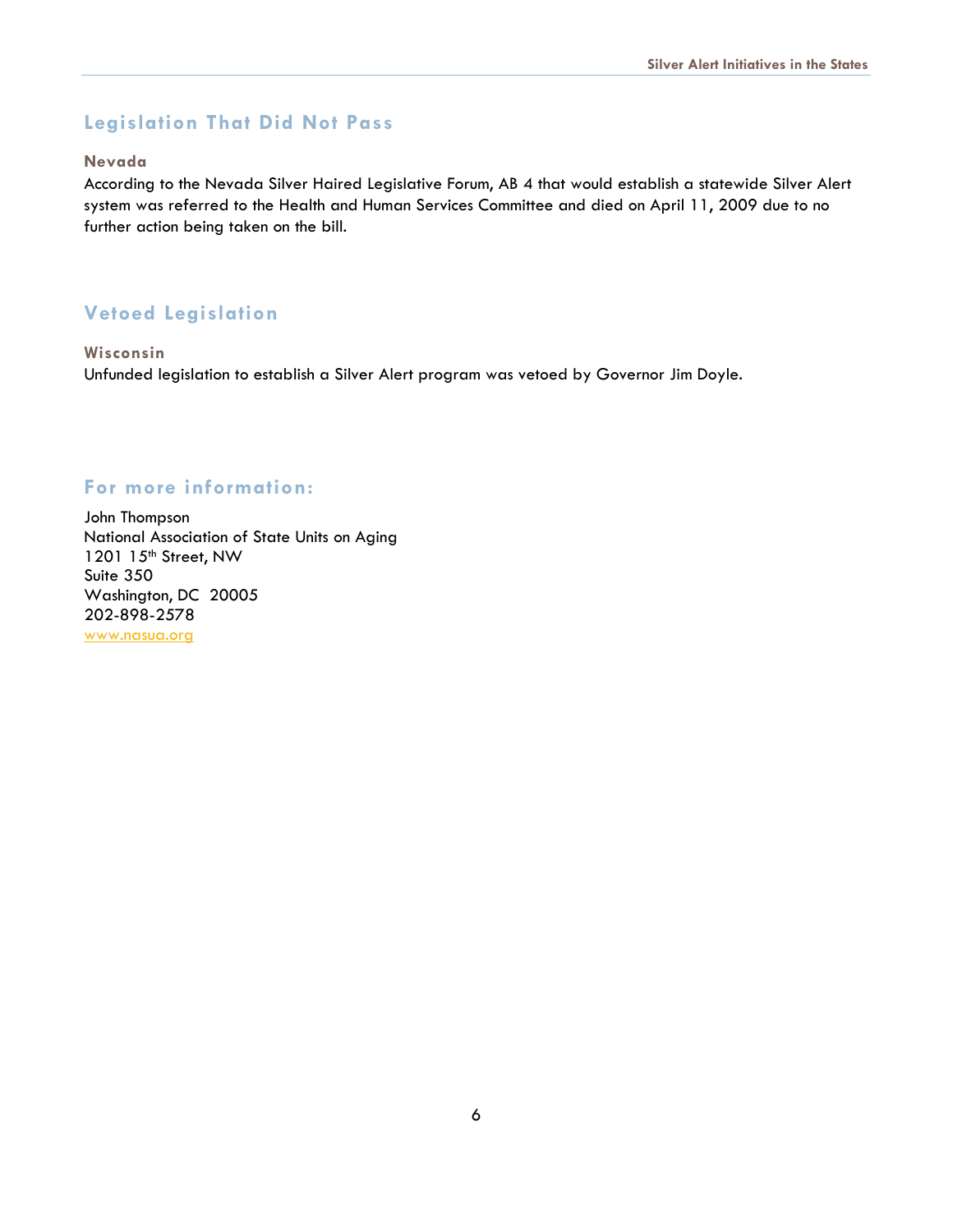## Legislation That Did Not Pass

### Nevada

According to the Nevada Silver Haired Legislative Forum, AB 4 that would establish a statewide Silver Alert system was referred to the Health and Human Services Committee and died on April 11, 2009 due to no further action being taken on the bill.

## Vetoed Legislation

### Wisconsin

Unfunded legislation to establish a Silver Alert program was vetoed by Governor Jim Doyle.

## For more information:

John Thompson
National Association of State Units on Aging
1201 15th Street, NW
Suite 350
Washington, DC 20005
202-898-2578
www.nasua.org